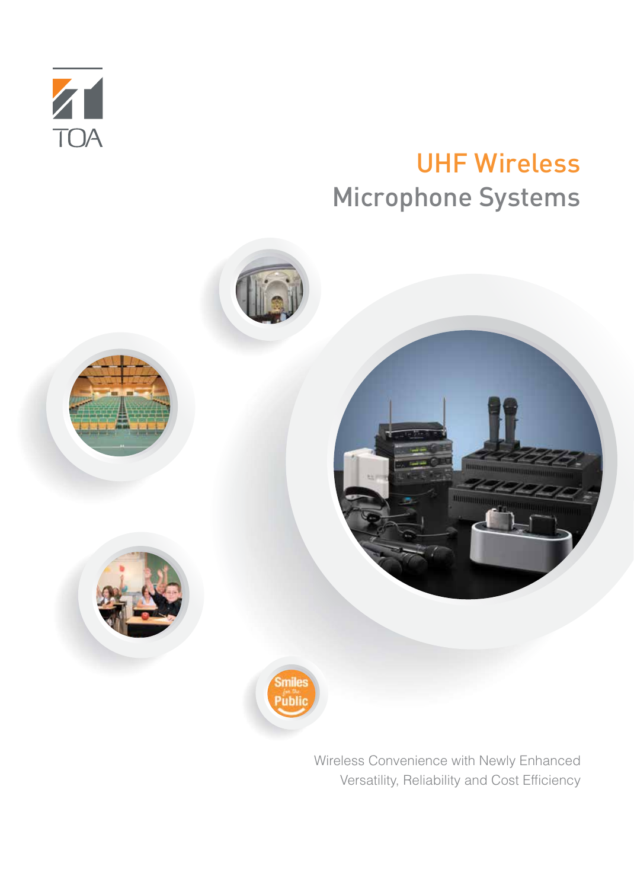TOA

# UHF Wireless Microphone Systems

Wireless Convenience with Newly Enhanced Versatility, Reliability and Cost Efficiency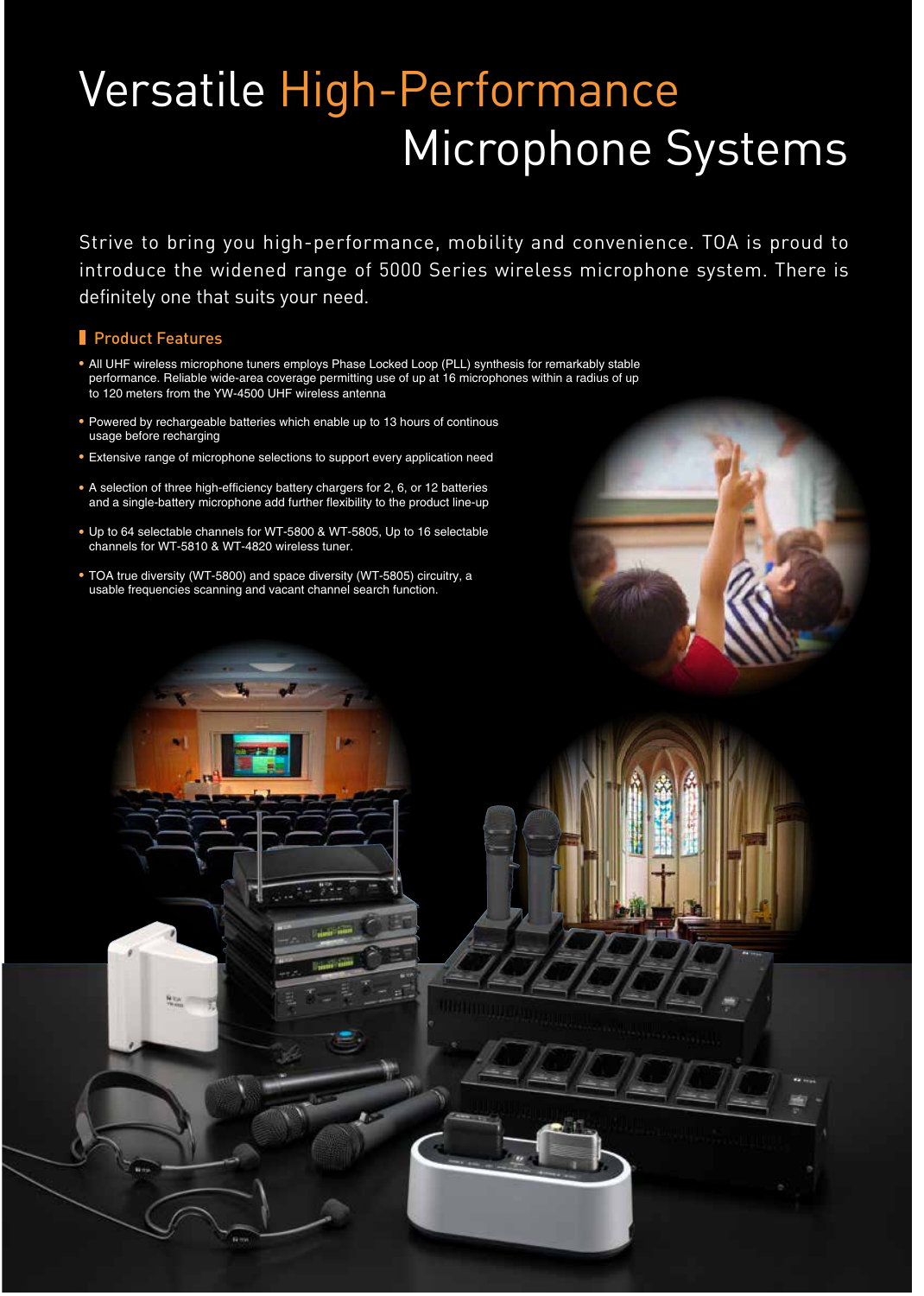# Versatile High-Performance Microphone Systems

Strive to bring you high-performance, mobility and convenience. TOA is proud to introduce the widened range of 5000 Series wireless microphone system. There is definitely one that suits your need.

## Product Features

- All UHF wireless microphone tuners employs Phase Locked Loop (PLL) synthesis for remarkably stable performance. Reliable wide-area coverage permitting use of up at 16 microphones within a radius of up to 120 meters from the YW-4500 UHF wireless antenna
- Powered by rechargeable batteries which enable up to 13 hours of continous usage before recharging
- Extensive range of microphone selections to support every application need
- A selection of three high-efficiency battery chargers for 2, 6, or 12 batteries and a single-battery microphone add further flexibility to the product line-up
- Up to 64 selectable channels for WT-5800 & WT-5805, Up to 16 selectable channels for WT-5810 & WT-4820 wireless tuner.
- TOA true diversity (WT-5800) and space diversity (WT-5805) circuitry, a usable frequencies scanning and vacant channel search function.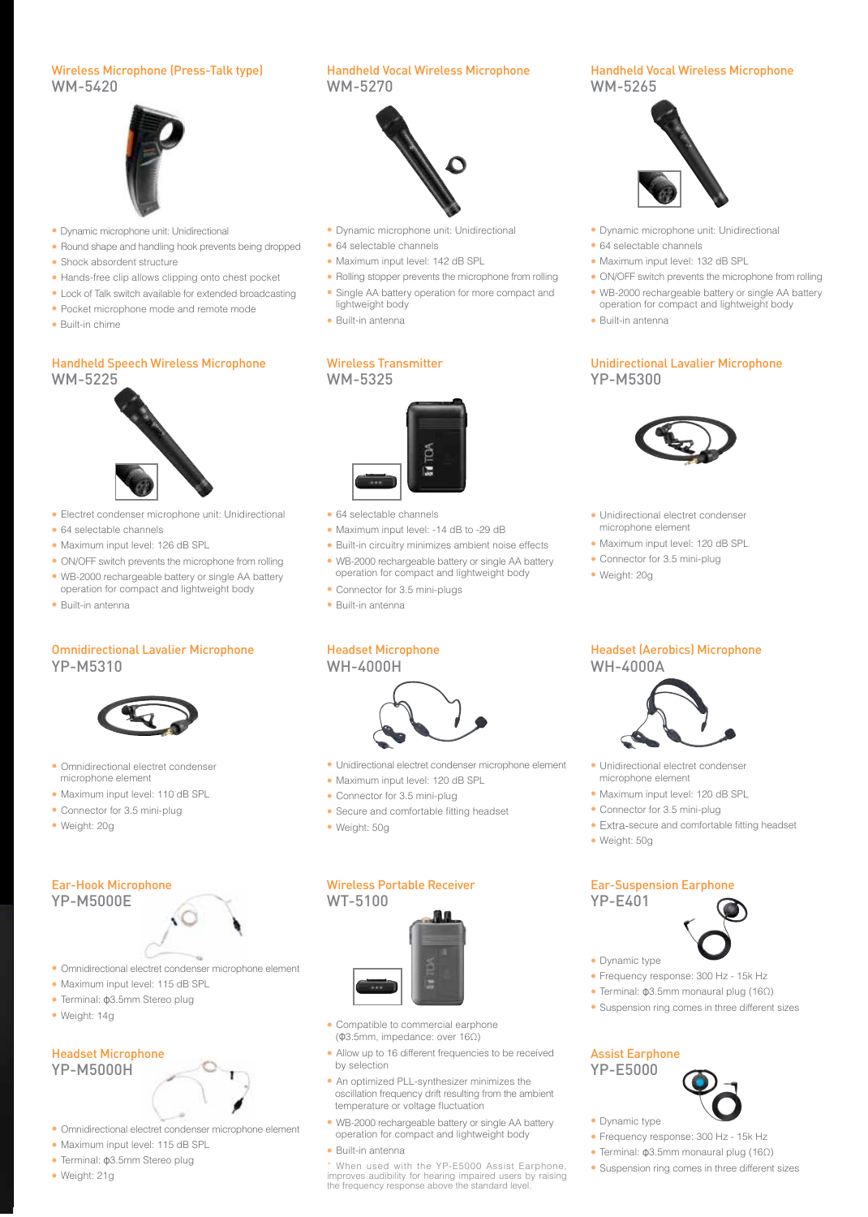## Wireless Microphone (Press-Talk type)
### WM-5420

- Dynamic microphone unit: Unidirectional
- Round shape and handling hook prevents being dropped
- Shock absorbent structure
- Hands-free clip allows clipping onto chest pocket
- Lock of Talk switch available for extended broadcasting
- Pocket microphone mode and remote mode
- Built-in chime

## Handheld Vocal Wireless Microphone
### WM-5270

- Dynamic microphone unit: Unidirectional
- 64 selectable channels
- Maximum input level: 142 dB SPL
- Rolling stopper prevents the microphone from rolling
- Single AA battery operation for more compact and lightweight body
- Built-in antenna

## Handheld Vocal Wireless Microphone
### WM-5265

- Dynamic microphone unit: Unidirectional
- 64 selectable channels
- Maximum input level: 132 dB SPL
- ON/OFF switch prevents the microphone from rolling
- WB-2000 rechargeable battery or single AA battery operation for compact and lightweight body
- Built-in antenna

## Handheld Speech Wireless Microphone
### WM-5225

- Electret condenser microphone unit: Unidirectional
- 64 selectable channels
- Maximum input level: 126 dB SPL
- ON/OFF switch prevents the microphone from rolling
- WB-2000 rechargeable battery or single AA battery operation for compact and lightweight body
- Built-in antenna

## Wireless Transmitter
### WM-5325

- 64 selectable channels
- Maximum input level: -14 dB to -29 dB
- Built-in circuitry minimizes ambient noise effects
- WB-2000 rechargeable battery or single AA battery operation for compact and lightweight body
- Connector for 3.5 mini-plugs
- Built-in antenna

## Unidirectional Lavalier Microphone
### YP-M5300

- Unidirectional electret condenser microphone element
- Maximum input level: 120 dB SPL
- Connector for 3.5 mini-plug
- Weight: 20g

## Omnidirectional Lavalier Microphone
### YP-M5310

- Omnidirectional electret condenser microphone element
- Maximum input level: 110 dB SPL
- Connector for 3.5 mini-plug
- Weight: 20g

## Headset Microphone
### WH-4000H

- Unidirectional electret condenser microphone element
- Maximum input level: 120 dB SPL
- Connector for 3.5 mini-plug
- Secure and comfortable fitting headset
- Weight: 50g

## Headset (Aerobics) Microphone
### WH-4000A

- Unidirectional electret condenser microphone element
- Maximum input level: 120 dB SPL
- Connector for 3.5 mini-plug
- Extra-secure and comfortable fitting headset
- Weight: 50g

## Ear-Hook Microphone
### YP-M5000E

- Omnidirectional electret condenser microphone element
- Maximum input level: 115 dB SPL
- Terminal: ϕ3.5mm Stereo plug
- Weight: 14g

## Headset Microphone
### YP-M5000H

- Omnidirectional electret condenser microphone element
- Maximum input level: 115 dB SPL
- Terminal: ϕ3.5mm Stereo plug
- Weight: 21g

## Wireless Portable Receiver
### WT-5100

- Compatible to commercial earphone (Φ3.5mm, impedance: over 16Ω)
- Allow up to 16 different frequencies to be received by selection
- An optimized PLL-synthesizer minimizes the oscillation frequency drift resulting from the ambient temperature or voltage fluctuation
- WB-2000 rechargeable battery or single AA battery operation for compact and lightweight body
- Built-in antenna

* When used with the YP-E5000 Assist Earphone, improves audibility for hearing impaired users by raising the frequency response above the standard level.

## Ear-Suspension Earphone
### YP-E401

- Dynamic type
- Frequency response: 300 Hz - 15k Hz
- Terminal: ϕ3.5mm monaural plug (16Ω)
- Suspension ring comes in three different sizes

## Assist Earphone
### YP-E5000

- Dynamic type
- Frequency response: 300 Hz - 15k Hz
- Terminal: ϕ3.5mm monaural plug (16Ω)
- Suspension ring comes in three different sizes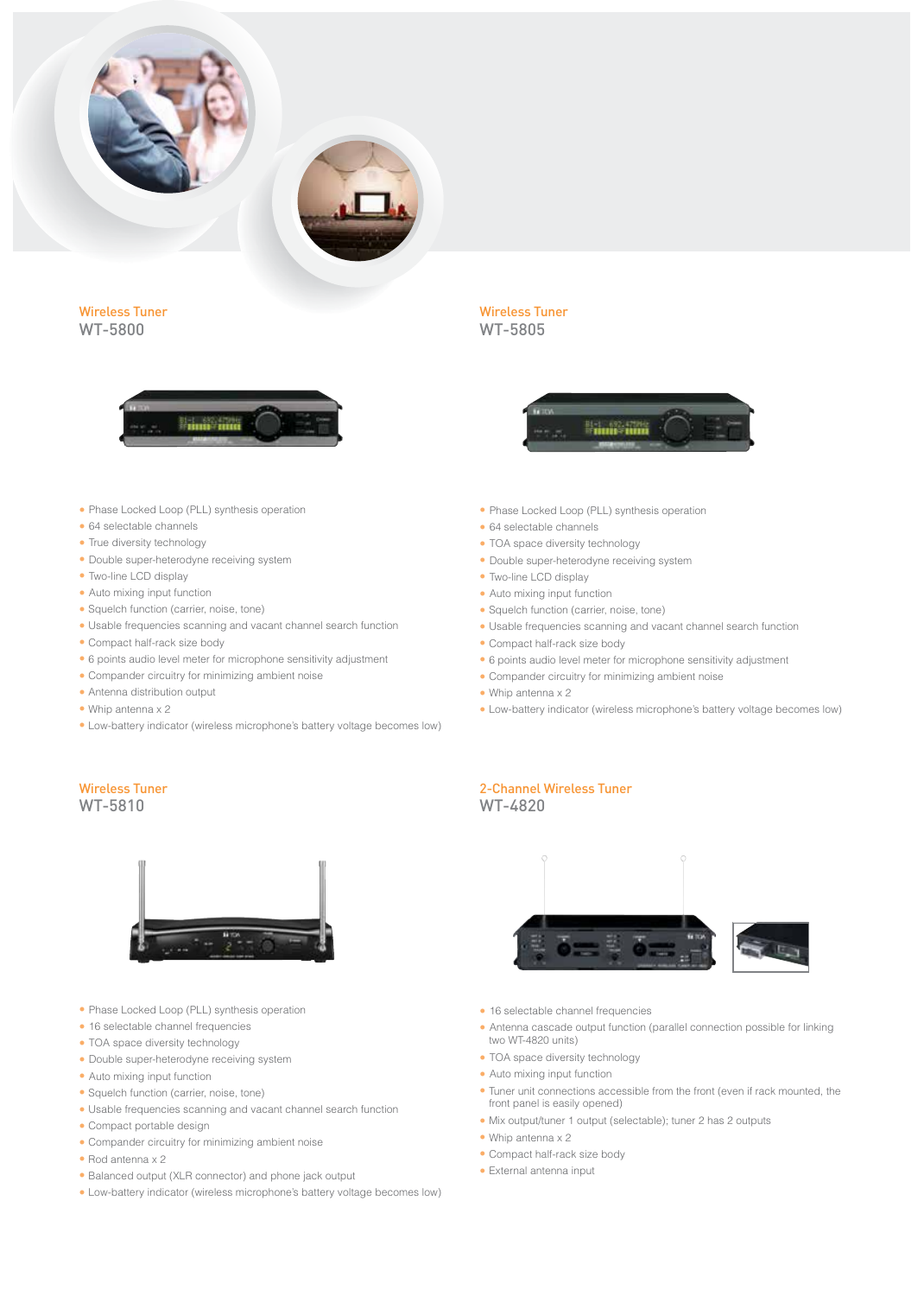## Wireless Tuner
### WT-5800

- Phase Locked Loop (PLL) synthesis operation
- 64 selectable channels
- True diversity technology
- Double super-heterodyne receiving system
- Two-line LCD display
- Auto mixing input function
- Squelch function (carrier, noise, tone)
- Usable frequencies scanning and vacant channel search function
- Compact half-rack size body
- 6 points audio level meter for microphone sensitivity adjustment
- Compander circuitry for minimizing ambient noise
- Antenna distribution output
- Whip antenna x 2
- Low-battery indicator (wireless microphone's battery voltage becomes low)

## Wireless Tuner
### WT-5805

- Phase Locked Loop (PLL) synthesis operation
- 64 selectable channels
- TOA space diversity technology
- Double super-heterodyne receiving system
- Two-line LCD display
- Auto mixing input function
- Squelch function (carrier, noise, tone)
- Usable frequencies scanning and vacant channel search function
- Compact half-rack size body
- 6 points audio level meter for microphone sensitivity adjustment
- Compander circuitry for minimizing ambient noise
- Whip antenna x 2
- Low-battery indicator (wireless microphone's battery voltage becomes low)

## Wireless Tuner
### WT-5810

- Phase Locked Loop (PLL) synthesis operation
- 16 selectable channel frequencies
- TOA space diversity technology
- Double super-heterodyne receiving system
- Auto mixing input function
- Squelch function (carrier, noise, tone)
- Usable frequencies scanning and vacant channel search function
- Compact portable design
- Compander circuitry for minimizing ambient noise
- Rod antenna x 2
- Balanced output (XLR connector) and phone jack output
- Low-battery indicator (wireless microphone's battery voltage becomes low)

## 2-Channel Wireless Tuner
### WT-4820

- 16 selectable channel frequencies
- Antenna cascade output function (parallel connection possible for linking two WT-4820 units)
- TOA space diversity technology
- Auto mixing input function
- Tuner unit connections accessible from the front (even if rack mounted, the front panel is easily opened)
- Mix output/tuner 1 output (selectable); tuner 2 has 2 outputs
- Whip antenna x 2
- Compact half-rack size body
- External antenna input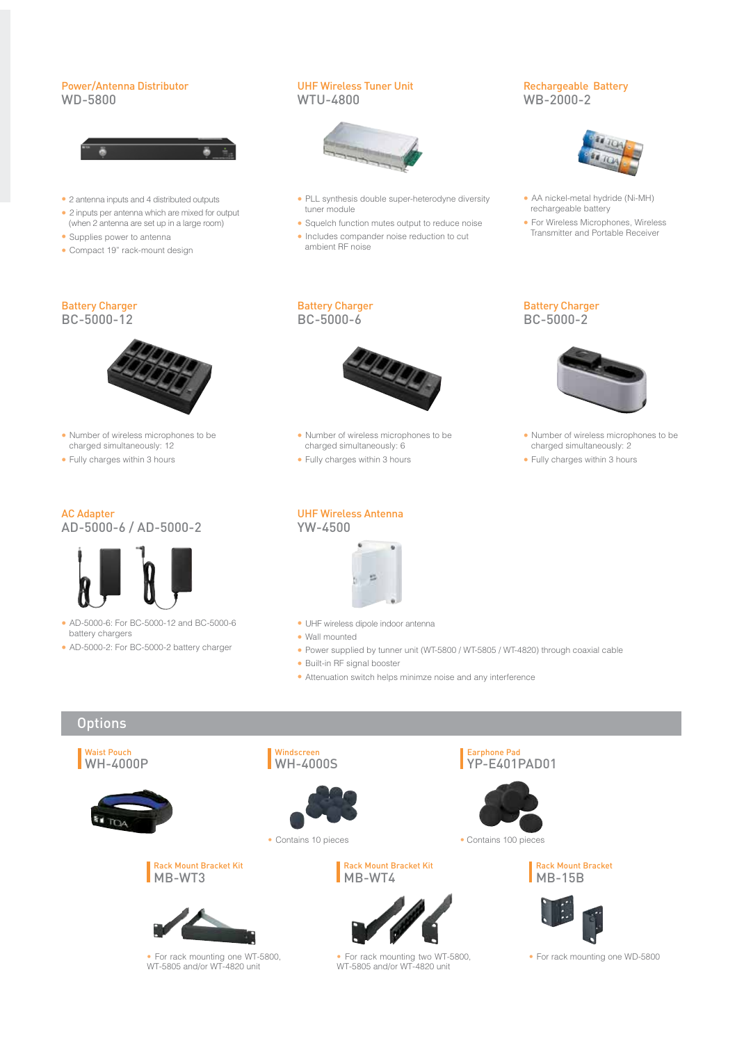### Power/Antenna Distributor
## WD-5800

- 2 antenna inputs and 4 distributed outputs
- 2 inputs per antenna which are mixed for output (when 2 antenna are set up in a large room)
- Supplies power to antenna
- Compact 19" rack-mount design

### UHF Wireless Tuner Unit
## WTU-4800

- PLL synthesis double super-heterodyne diversity tuner module
- Squelch function mutes output to reduce noise
- Includes compander noise reduction to cut ambient RF noise

### Rechargeable Battery
## WB-2000-2

- AA nickel-metal hydride (Ni-MH) rechargeable battery
- For Wireless Microphones, Wireless Transmitter and Portable Receiver

### Battery Charger
## BC-5000-12

- Number of wireless microphones to be charged simultaneously: 12
- Fully charges within 3 hours

### Battery Charger
## BC-5000-6

- Number of wireless microphones to be charged simultaneously: 6
- Fully charges within 3 hours

### Battery Charger
## BC-5000-2

- Number of wireless microphones to be charged simultaneously: 2
- Fully charges within 3 hours

### AC Adapter
## AD-5000-6 / AD-5000-2

- AD-5000-6: For BC-5000-12 and BC-5000-6 battery chargers
- AD-5000-2: For BC-5000-2 battery charger

### UHF Wireless Antenna
## YW-4500

- UHF wireless dipole indoor antenna
- Wall mounted
- Power supplied by tunner unit (WT-5800 / WT-5805 / WT-4820) through coaxial cable
- Built-in RF signal booster
- Attenuation switch helps minimze noise and any interference

# Options

### Waist Pouch
## WH-4000P

### Windscreen
## WH-4000S

- Contains 10 pieces

### Earphone Pad
## YP-E401PAD01

- Contains 100 pieces

### Rack Mount Bracket Kit
## MB-WT3

- For rack mounting one WT-5800, WT-5805 and/or WT-4820 unit

### Rack Mount Bracket Kit
## MB-WT4

- For rack mounting two WT-5800, WT-5805 and/or WT-4820 unit

### Rack Mount Bracket
## MB-15B

- For rack mounting one WD-5800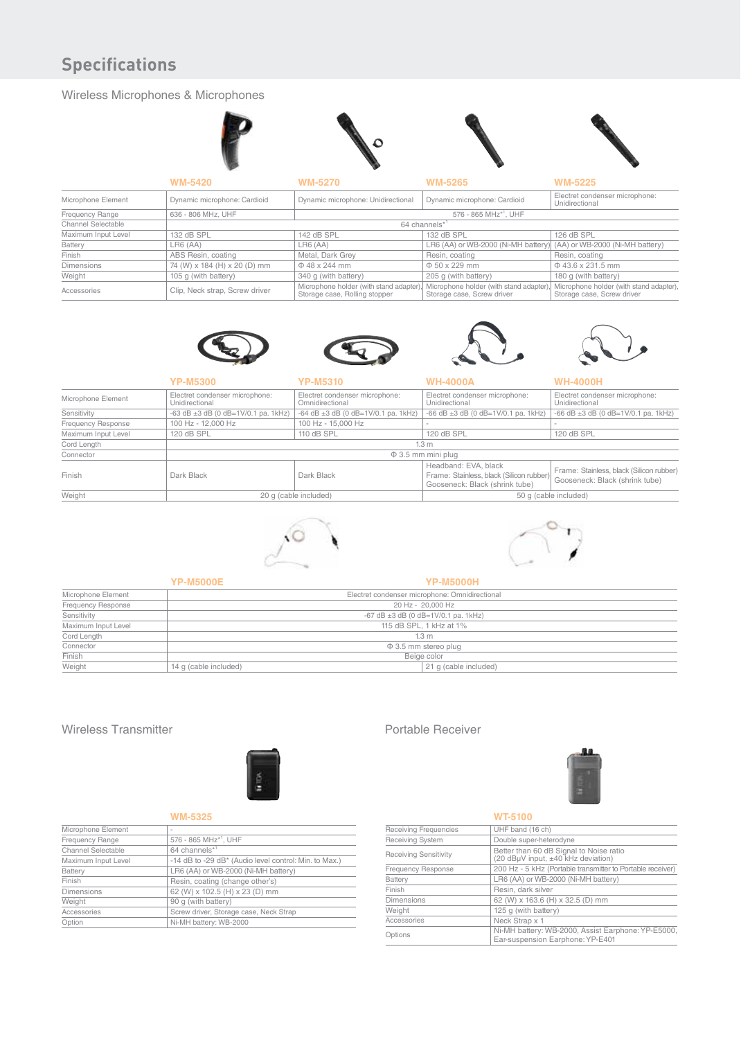# Specifications

## Wireless Microphones & Microphones

| | WM-5420 | WM-5270 | WM-5265 | WM-5225 |
|---|---|---|---|---|
| Microphone Element | Dynamic microphone: Cardioid | Dynamic microphone: Unidirectional | Dynamic microphone: Cardioid | Electret condenser microphone: Unidirectional |
| Frequency Range | 636 - 806 MHz, UHF | 576 - 865 MHz*1, UHF | | |
| Channel Selectable | 64 channels*1 | | | |
| Maximum Input Level | 132 dB SPL | 142 dB SPL | 132 dB SPL | 126 dB SPL |
| Battery | LR6 (AA) | LR6 (AA) | LR6 (AA) or WB-2000 (Ni-MH battery) | (AA) or WB-2000 (Ni-MH battery) |
| Finish | ABS Resin, coating | Metal, Dark Grey | Resin, coating | Resin, coating |
| Dimensions | 74 (W) x 184 (H) x 20 (D) mm | Φ 48 x 244 mm | Φ 50 x 229 mm | Φ 43.6 x 231.5 mm |
| Weight | 105 g (with battery) | 340 g (with battery) | 205 g (with battery) | 180 g (with battery) |
| Accessories | Clip, Neck strap, Screw driver | Microphone holder (with stand adapter), Storage case, Rolling stopper | Microphone holder (with stand adapter), Storage case, Screw driver | Microphone holder (with stand adapter), Storage case, Screw driver |

| | YP-M5300 | YP-M5310 | WH-4000A | WH-4000H |
|---|---|---|---|---|
| Microphone Element | Electret condenser microphone: Unidirectional | Electret condenser microphone: Omnidirectional | Electret condenser microphone: Unidirectional | Electret condenser microphone: Unidirectional |
| Sensitivity | -63 dB ±3 dB (0 dB=1V/0.1 pa. 1kHz) | -64 dB ±3 dB (0 dB=1V/0.1 pa. 1kHz) | -66 dB ±3 dB (0 dB=1V/0.1 pa. 1kHz) | -66 dB ±3 dB (0 dB=1V/0.1 pa. 1kHz) |
| Frequency Response | 100 Hz - 12,000 Hz | 100 Hz - 15,000 Hz | - | - |
| Maximum Input Level | 120 dB SPL | 110 dB SPL | 120 dB SPL | 120 dB SPL |
| Cord Length | 1.3 m | | | |
| Connector | Φ 3.5 mm mini plug | | | |
| Finish | Dark Black | Dark Black | Headband: EVA, black<br>Frame: Stainless, black (Silicon rubber)<br>Gooseneck: Black (shrink tube) | Frame: Stainless, black (Silicon rubber)<br>Gooseneck: Black (shrink tube) |
| Weight | 20 g (cable included) | | 50 g (cable included) | |

| | YP-M5000E | YP-M5000H |
|---|---|---|
| Microphone Element | Electret condenser microphone: Omnidirectional | |
| Frequency Response | 20 Hz - 20,000 Hz | |
| Sensitivity | -67 dB ±3 dB (0 dB=1V/0.1 pa. 1kHz) | |
| Maximum Input Level | 115 dB SPL, 1 kHz at 1% | |
| Cord Length | 1.3 m | |
| Connector | Φ 3.5 mm stereo plug | |
| Finish | Beige color | |
| Weight | 14 g (cable included) | 21 g (cable included) |

## Wireless Transmitter

| | WM-5325 |
|---|---|
| Microphone Element | - |
| Frequency Range | 576 - 865 MHz*1, UHF |
| Channel Selectable | 64 channels*1 |
| Maximum Input Level | -14 dB to -29 dB* (Audio level control: Min. to Max.) |
| Battery | LR6 (AA) or WB-2000 (Ni-MH battery) |
| Finish | Resin, coating (change other's) |
| Dimensions | 62 (W) x 102.5 (H) x 23 (D) mm |
| Weight | 90 g (with battery) |
| Accessories | Screw driver, Storage case, Neck Strap |
| Option | Ni-MH battery: WB-2000 |

## Portable Receiver

| | WT-5100 |
|---|---|
| Receiving Frequencies | UHF band (16 ch) |
| Receiving System | Double super-heterodyne |
| Receiving Sensitivity | Better than 60 dB Signal to Noise ratio (20 dBμV input, ±40 kHz deviation) |
| Frequency Response | 200 Hz - 5 kHz (Portable transmitter to Portable receiver) |
| Battery | LR6 (AA) or WB-2000 (Ni-MH battery) |
| Finish | Resin, dark silver |
| Dimensions | 62 (W) x 163.6 (H) x 32.5 (D) mm |
| Weight | 125 g (with battery) |
| Accessories | Neck Strap x 1 |
| Options | Ni-MH battery: WB-2000, Assist Earphone: YP-E5000, Ear-suspension Earphone: YP-E401 |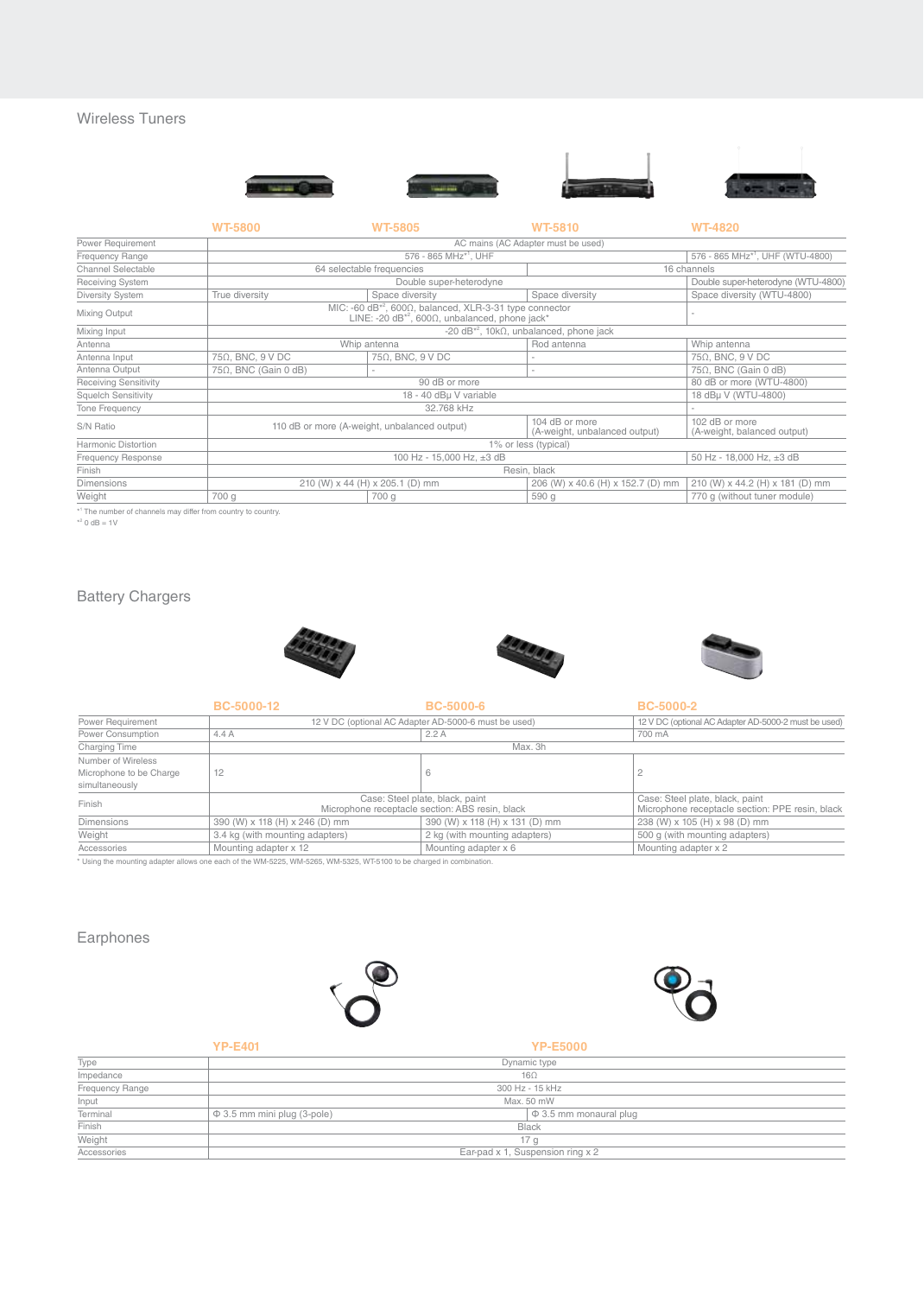## Wireless Tuners

| | WT-5800 | WT-5805 | WT-5810 | WT-4820 |
|---|---|---|---|---|
| Power Requirement | AC mains (AC Adapter must be used) | | | |
| Frequency Range | 576 - 865 MHz[*1], UHF | | | 576 - 865 MHz[*1], UHF (WTU-4800) |
| Channel Selectable | 64 selectable frequencies | | 16 channels | |
| Receiving System | Double super-heterodyne | | | Double super-heterodyne (WTU-4800) |
| Diversity System | True diversity | Space diversity | Space diversity | Space diversity (WTU-4800) |
| Mixing Output | MIC: -60 dB[*2], 600Ω, balanced, XLR-3-31 type connector<br>LINE: -20 dB[*2], 600Ω, unbalanced, phone jack* | | | - |
| Mixing Input | -20 dB[*2], 10kΩ, unbalanced, phone jack | | | |
| Antenna | Whip antenna | | Rod antenna | Whip antenna |
| Antenna Input | 75Ω, BNC, 9 V DC | 75Ω, BNC, 9 V DC | - | 75Ω, BNC, 9 V DC |
| Antenna Output | 75Ω, BNC (Gain 0 dB) | - | - | 75Ω, BNC (Gain 0 dB) |
| Receiving Sensitivity | 90 dB or more | | | 80 dB or more (WTU-4800) |
| Squelch Sensitivity | 18 - 40 dBμ V variable | | | 18 dBμ V (WTU-4800) |
| Tone Frequency | 32.768 kHz | | | - |
| S/N Ratio | 110 dB or more (A-weight, unbalanced output) | | 104 dB or more<br>(A-weight, unbalanced output) | 102 dB or more<br>(A-weight, balanced output) |
| Harmonic Distortion | 1% or less (typical) | | | |
| Frequency Response | 100 Hz - 15,000 Hz, ±3 dB | | | 50 Hz - 18,000 Hz, ±3 dB |
| Finish | Resin, black | | | |
| Dimensions | 210 (W) x 44 (H) x 205.1 (D) mm | | 206 (W) x 40.6 (H) x 152.7 (D) mm | 210 (W) x 44.2 (H) x 181 (D) mm |
| Weight | 700 g | 700 g | 590 g | 770 g (without tuner module) |

*1 The number of channels may differ from country to country.
*2 0 dB = 1V

## Battery Chargers

| | BC-5000-12 | BC-5000-6 | BC-5000-2 |
|---|---|---|---|
| Power Requirement | 12 V DC (optional AC Adapter AD-5000-6 must be used) | | 12 V DC (optional AC Adapter AD-5000-2 must be used) |
| Power Consumption | 4.4 A | 2.2 A | 700 mA |
| Charging Time | Max. 3h | | |
| Number of Wireless Microphone to be Charge simultaneously | 12 | 6 | 2 |
| Finish | Case: Steel plate, black, paint<br>Microphone receptacle section: ABS resin, black | | Case: Steel plate, black, paint<br>Microphone receptacle section: PPE resin, black |
| Dimensions | 390 (W) x 118 (H) x 246 (D) mm | 390 (W) x 118 (H) x 131 (D) mm | 238 (W) x 105 (H) x 98 (D) mm |
| Weight | 3.4 kg (with mounting adapters) | 2 kg (with mounting adapters) | 500 g (with mounting adapters) |
| Accessories | Mounting adapter x 12 | Mounting adapter x 6 | Mounting adapter x 2 |

* Using the mounting adapter allows one each of the WM-5225, WM-5265, WM-5325, WT-5100 to be charged in combination.

## Earphones

| | YP-E401 | YP-E5000 |
|---|---|---|
| Type | Dynamic type | |
| Impedance | 16Ω | |
| Frequency Range | 300 Hz - 15 kHz | |
| Input | Max. 50 mW | |
| Terminal | Φ 3.5 mm mini plug (3-pole) | Φ 3.5 mm monaural plug |
| Finish | Black | |
| Weight | 17 g | |
| Accessories | Ear-pad x 1, Suspension ring x 2 | |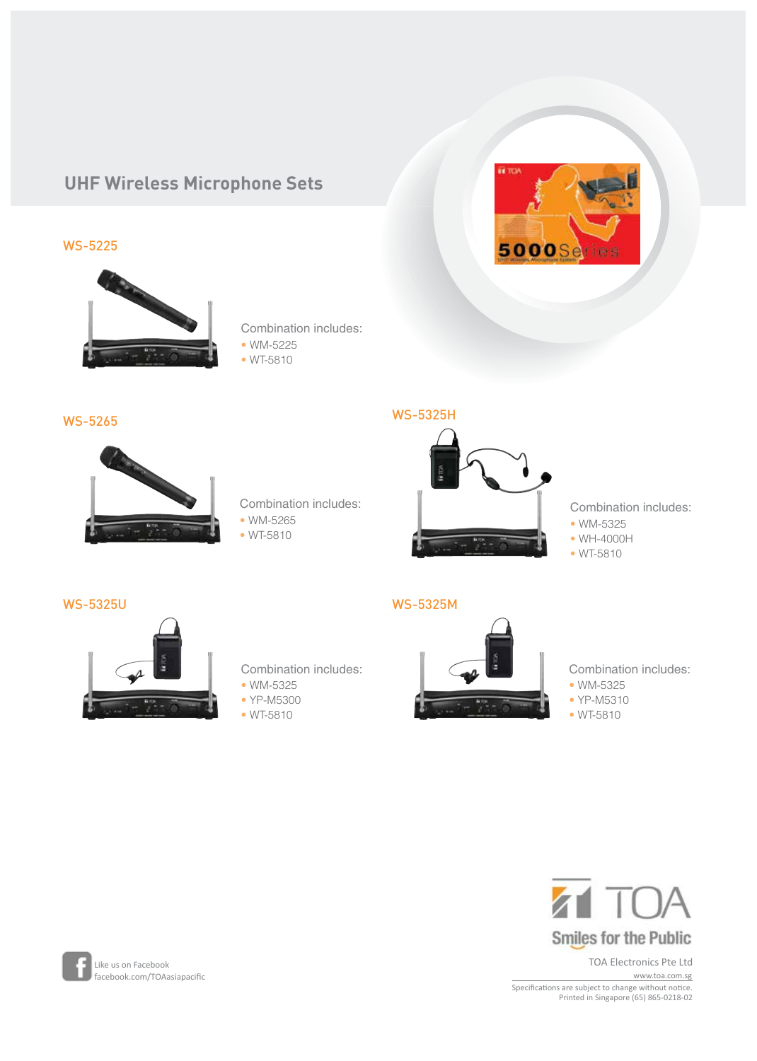## UHF Wireless Microphone Sets

### WS-5225

Combination includes:

- WM-5225
- WT-5810

### WS-5265

Combination includes:

- WM-5265
- WT-5810

### WS-5325H

Combination includes:

- WM-5325
- WH-4000H
- WT-5810

### WS-5325U

Combination includes:

- WM-5325
- YP-M5300
- WT-5810

### WS-5325M

Combination includes:

- WM-5325
- YP-M5310
- WT-5810

Like us on Facebook
facebook.com/TOAasiapacific

TOA

Smiles for the Public

TOA Electronics Pte Ltd
www.toa.com.sg

Specifications are subject to change without notice.
Printed in Singapore (65) 865-0218-02